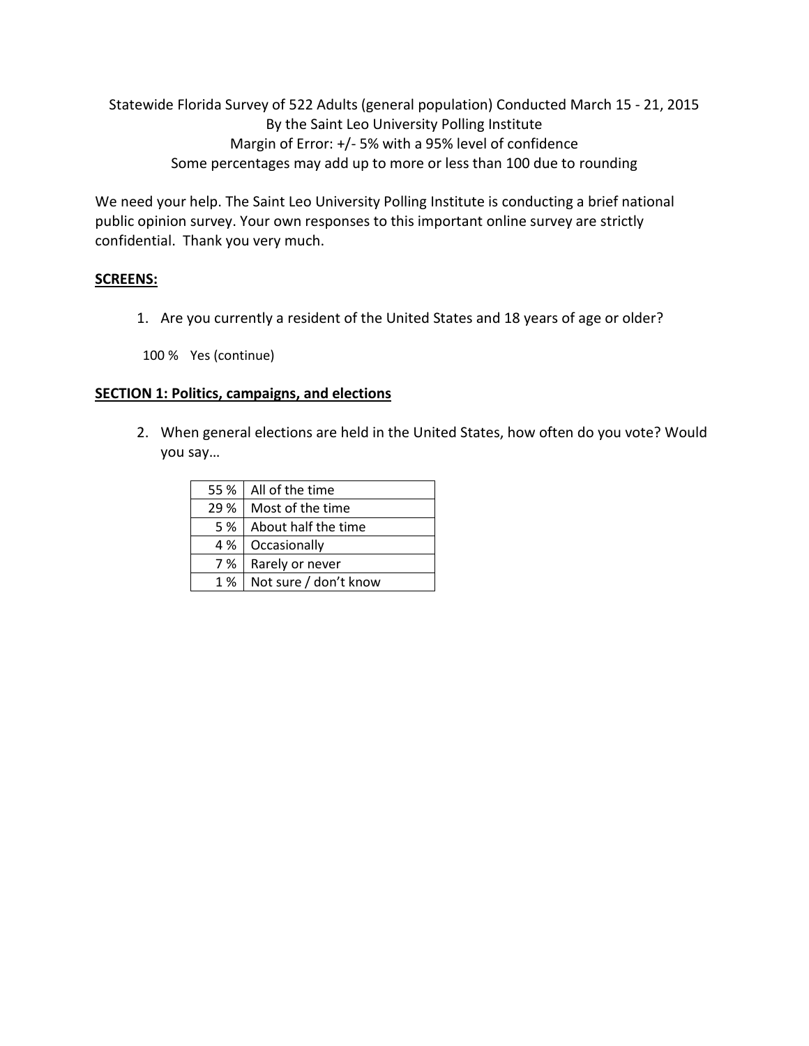Statewide Florida Survey of 522 Adults (general population) Conducted March 15 - 21, 2015
By the Saint Leo University Polling Institute
Margin of Error: +/- 5% with a 95% level of confidence
Some percentages may add up to more or less than 100 due to rounding

We need your help. The Saint Leo University Polling Institute is conducting a brief national public opinion survey. Your own responses to this important online survey are strictly confidential. Thank you very much.

**SCREENS:**

1. Are you currently a resident of the United States and 18 years of age or older?

100 % Yes (continue)

**SECTION 1: Politics, campaigns, and elections**

2. When general elections are held in the United States, how often do you vote? Would you say…

| | |
|---|---|
| 55 % | All of the time |
| 29 % | Most of the time |
| 5 % | About half the time |
| 4 % | Occasionally |
| 7 % | Rarely or never |
| 1 % | Not sure / don't know |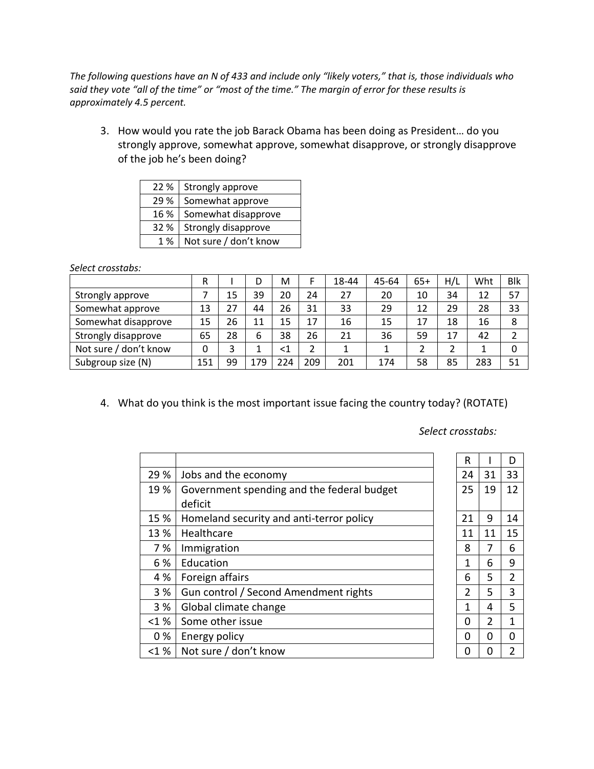*The following questions have an N of 433 and include only "likely voters," that is, those individuals who said they vote "all of the time" or "most of the time." The margin of error for these results is approximately 4.5 percent.*

3. How would you rate the job Barack Obama has been doing as President… do you strongly approve, somewhat approve, somewhat disapprove, or strongly disapprove of the job he's been doing?

| | |
|---|---|
| 22 % | Strongly approve |
| 29 % | Somewhat approve |
| 16 % | Somewhat disapprove |
| 32 % | Strongly disapprove |
| 1 % | Not sure / don't know |

*Select crosstabs:*

| | R | I | D | M | F | 18-44 | 45-64 | 65+ | H/L | Wht | Blk |
|---|---|---|---|---|---|---|---|---|---|---|---|
| Strongly approve | 7 | 15 | 39 | 20 | 24 | 27 | 20 | 10 | 34 | 12 | 57 |
| Somewhat approve | 13 | 27 | 44 | 26 | 31 | 33 | 29 | 12 | 29 | 28 | 33 |
| Somewhat disapprove | 15 | 26 | 11 | 15 | 17 | 16 | 15 | 17 | 18 | 16 | 8 |
| Strongly disapprove | 65 | 28 | 6 | 38 | 26 | 21 | 36 | 59 | 17 | 42 | 2 |
| Not sure / don't know | 0 | 3 | 1 | <1 | 2 | 1 | 1 | 2 | 2 | 1 | 0 |
| Subgroup size (N) | 151 | 99 | 179 | 224 | 209 | 201 | 174 | 58 | 85 | 283 | 51 |

4. What do you think is the most important issue facing the country today? (ROTATE)

*Select crosstabs:*

| | | R | I | D |
|---|---|---|---|---|
| 29 % | Jobs and the economy | 24 | 31 | 33 |
| 19 % | Government spending and the federal budget deficit | 25 | 19 | 12 |
| 15 % | Homeland security and anti-terror policy | 21 | 9 | 14 |
| 13 % | Healthcare | 11 | 11 | 15 |
| 7 % | Immigration | 8 | 7 | 6 |
| 6 % | Education | 1 | 6 | 9 |
| 4 % | Foreign affairs | 6 | 5 | 2 |
| 3 % | Gun control / Second Amendment rights | 2 | 5 | 3 |
| 3 % | Global climate change | 1 | 4 | 5 |
| <1 % | Some other issue | 0 | 2 | 1 |
| 0 % | Energy policy | 0 | 0 | 0 |
| <1 % | Not sure / don't know | 0 | 0 | 2 |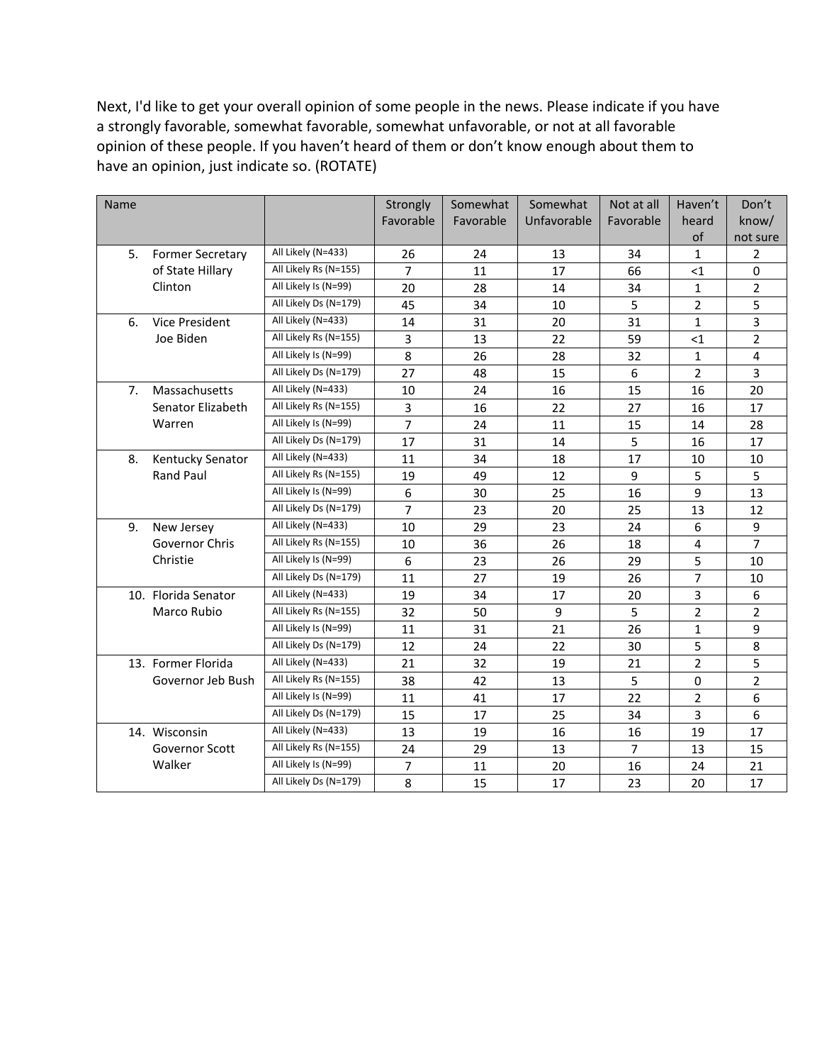Next, I'd like to get your overall opinion of some people in the news. Please indicate if you have a strongly favorable, somewhat favorable, somewhat unfavorable, or not at all favorable opinion of these people. If you haven't heard of them or don't know enough about them to have an opinion, just indicate so. (ROTATE)

| Name | | Strongly Favorable | Somewhat Favorable | Somewhat Unfavorable | Not at all Favorable | Haven't heard of | Don't know/ not sure |
|---|---|---|---|---|---|---|---|
| 5. Former Secretary of State Hillary Clinton | All Likely (N=433) | 26 | 24 | 13 | 34 | 1 | 2 |
| | All Likely Rs (N=155) | 7 | 11 | 17 | 66 | <1 | 0 |
| | All Likely Is (N=99) | 20 | 28 | 14 | 34 | 1 | 2 |
| | All Likely Ds (N=179) | 45 | 34 | 10 | 5 | 2 | 5 |
| 6. Vice President Joe Biden | All Likely (N=433) | 14 | 31 | 20 | 31 | 1 | 3 |
| | All Likely Rs (N=155) | 3 | 13 | 22 | 59 | <1 | 2 |
| | All Likely Is (N=99) | 8 | 26 | 28 | 32 | 1 | 4 |
| | All Likely Ds (N=179) | 27 | 48 | 15 | 6 | 2 | 3 |
| 7. Massachusetts Senator Elizabeth Warren | All Likely (N=433) | 10 | 24 | 16 | 15 | 16 | 20 |
| | All Likely Rs (N=155) | 3 | 16 | 22 | 27 | 16 | 17 |
| | All Likely Is (N=99) | 7 | 24 | 11 | 15 | 14 | 28 |
| | All Likely Ds (N=179) | 17 | 31 | 14 | 5 | 16 | 17 |
| 8. Kentucky Senator Rand Paul | All Likely (N=433) | 11 | 34 | 18 | 17 | 10 | 10 |
| | All Likely Rs (N=155) | 19 | 49 | 12 | 9 | 5 | 5 |
| | All Likely Is (N=99) | 6 | 30 | 25 | 16 | 9 | 13 |
| | All Likely Ds (N=179) | 7 | 23 | 20 | 25 | 13 | 12 |
| 9. New Jersey Governor Chris Christie | All Likely (N=433) | 10 | 29 | 23 | 24 | 6 | 9 |
| | All Likely Rs (N=155) | 10 | 36 | 26 | 18 | 4 | 7 |
| | All Likely Is (N=99) | 6 | 23 | 26 | 29 | 5 | 10 |
| | All Likely Ds (N=179) | 11 | 27 | 19 | 26 | 7 | 10 |
| 10. Florida Senator Marco Rubio | All Likely (N=433) | 19 | 34 | 17 | 20 | 3 | 6 |
| | All Likely Rs (N=155) | 32 | 50 | 9 | 5 | 2 | 2 |
| | All Likely Is (N=99) | 11 | 31 | 21 | 26 | 1 | 9 |
| | All Likely Ds (N=179) | 12 | 24 | 22 | 30 | 5 | 8 |
| 13. Former Florida Governor Jeb Bush | All Likely (N=433) | 21 | 32 | 19 | 21 | 2 | 5 |
| | All Likely Rs (N=155) | 38 | 42 | 13 | 5 | 0 | 2 |
| | All Likely Is (N=99) | 11 | 41 | 17 | 22 | 2 | 6 |
| | All Likely Ds (N=179) | 15 | 17 | 25 | 34 | 3 | 6 |
| 14. Wisconsin Governor Scott Walker | All Likely (N=433) | 13 | 19 | 16 | 16 | 19 | 17 |
| | All Likely Rs (N=155) | 24 | 29 | 13 | 7 | 13 | 15 |
| | All Likely Is (N=99) | 7 | 11 | 20 | 16 | 24 | 21 |
| | All Likely Ds (N=179) | 8 | 15 | 17 | 23 | 20 | 17 |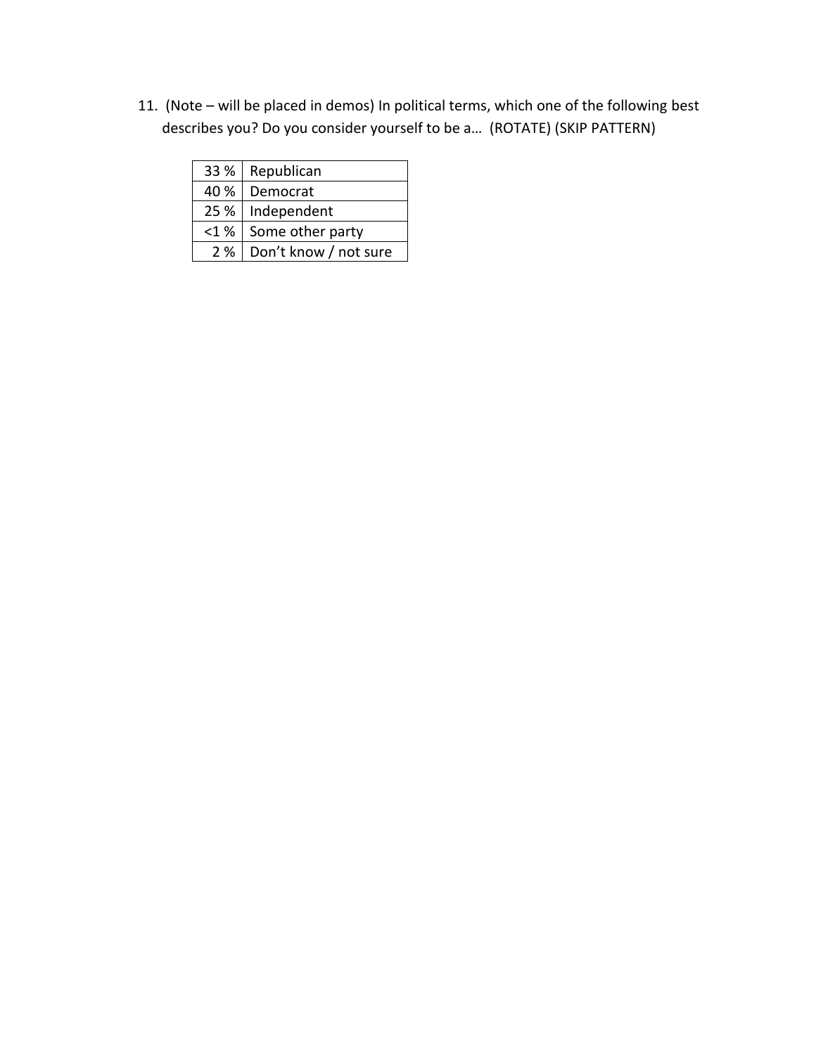11. (Note – will be placed in demos) In political terms, which one of the following best describes you? Do you consider yourself to be a… (ROTATE) (SKIP PATTERN)

| | |
|---|---|
| 33 % | Republican |
| 40 % | Democrat |
| 25 % | Independent |
| <1 % | Some other party |
| 2 % | Don't know / not sure |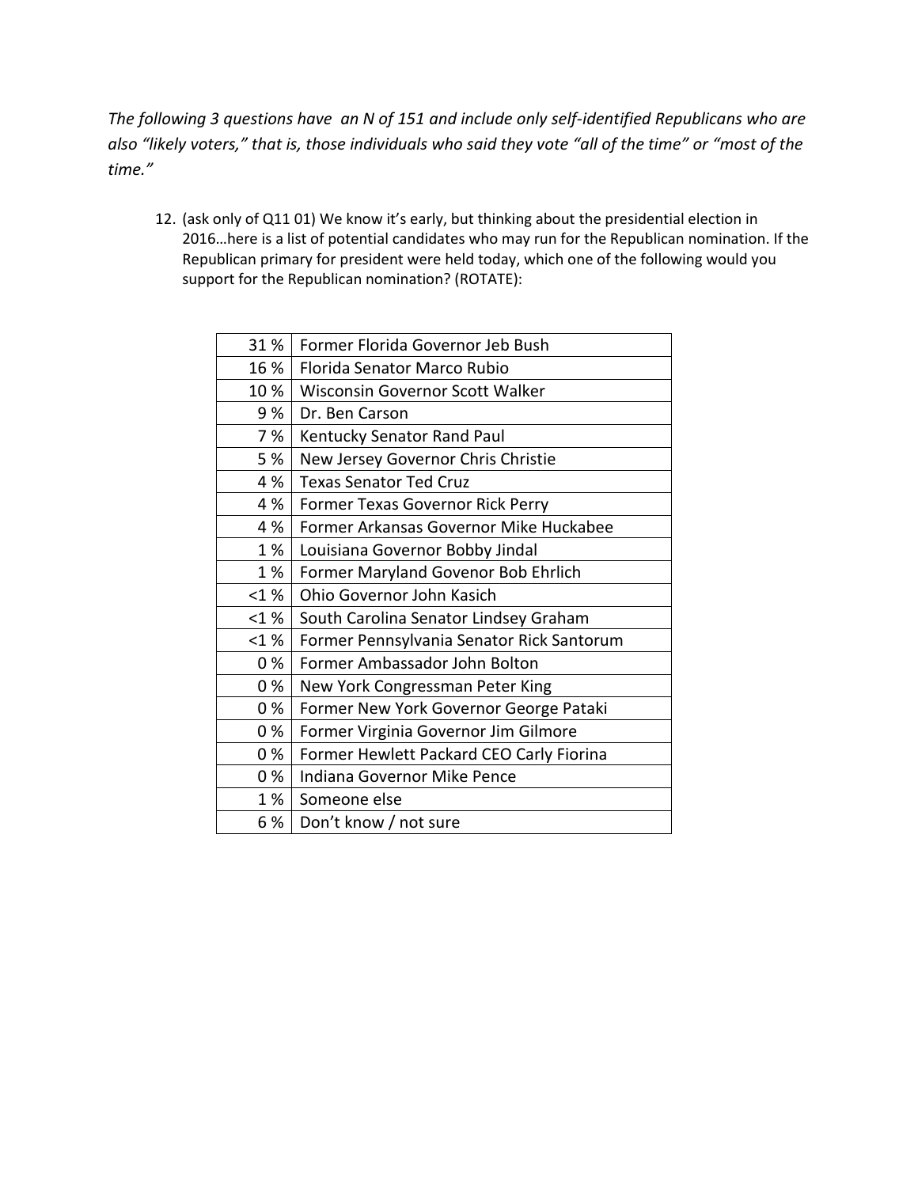*The following 3 questions have an N of 151 and include only self-identified Republicans who are also "likely voters," that is, those individuals who said they vote "all of the time" or "most of the time."*

12. (ask only of Q11 01) We know it's early, but thinking about the presidential election in 2016…here is a list of potential candidates who may run for the Republican nomination. If the Republican primary for president were held today, which one of the following would you support for the Republican nomination? (ROTATE):

| | |
|---|---|
| 31 % | Former Florida Governor Jeb Bush |
| 16 % | Florida Senator Marco Rubio |
| 10 % | Wisconsin Governor Scott Walker |
| 9 % | Dr. Ben Carson |
| 7 % | Kentucky Senator Rand Paul |
| 5 % | New Jersey Governor Chris Christie |
| 4 % | Texas Senator Ted Cruz |
| 4 % | Former Texas Governor Rick Perry |
| 4 % | Former Arkansas Governor Mike Huckabee |
| 1 % | Louisiana Governor Bobby Jindal |
| 1 % | Former Maryland Govenor Bob Ehrlich |
| <1 % | Ohio Governor John Kasich |
| <1 % | South Carolina Senator Lindsey Graham |
| <1 % | Former Pennsylvania Senator Rick Santorum |
| 0 % | Former Ambassador John Bolton |
| 0 % | New York Congressman Peter King |
| 0 % | Former New York Governor George Pataki |
| 0 % | Former Virginia Governor Jim Gilmore |
| 0 % | Former Hewlett Packard CEO Carly Fiorina |
| 0 % | Indiana Governor Mike Pence |
| 1 % | Someone else |
| 6 % | Don't know / not sure |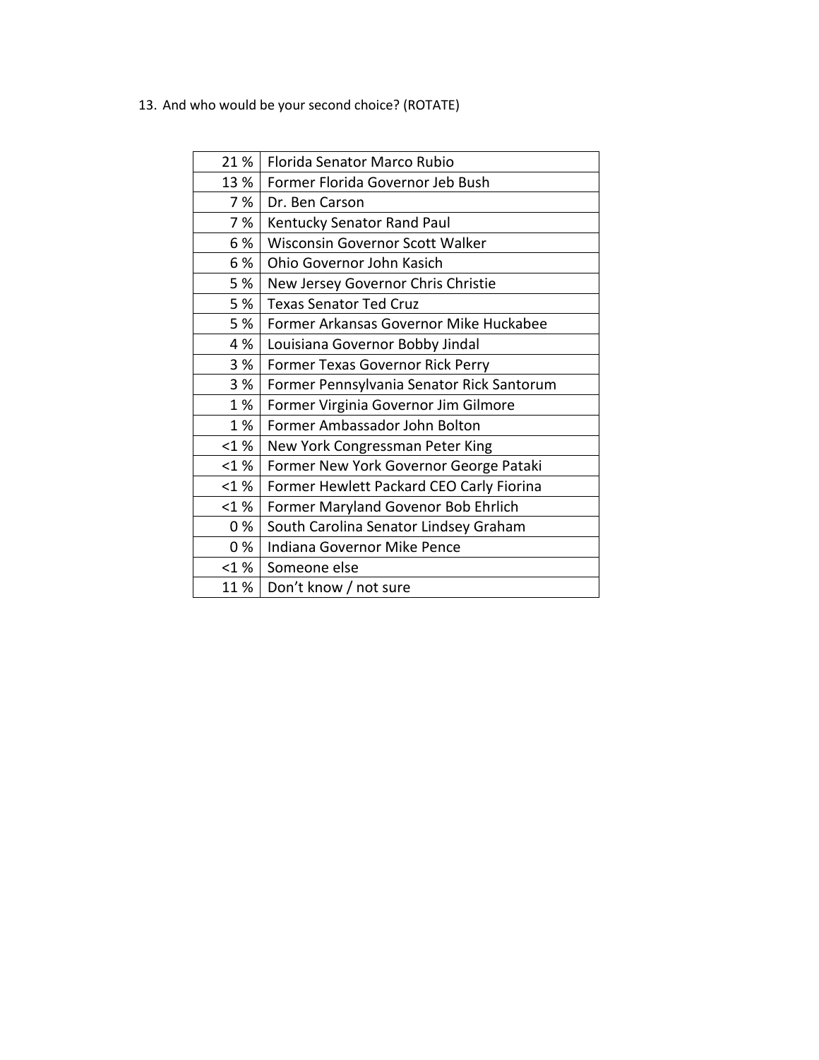13. And who would be your second choice? (ROTATE)

| | |
|---|---|
| 21 % | Florida Senator Marco Rubio |
| 13 % | Former Florida Governor Jeb Bush |
| 7 % | Dr. Ben Carson |
| 7 % | Kentucky Senator Rand Paul |
| 6 % | Wisconsin Governor Scott Walker |
| 6 % | Ohio Governor John Kasich |
| 5 % | New Jersey Governor Chris Christie |
| 5 % | Texas Senator Ted Cruz |
| 5 % | Former Arkansas Governor Mike Huckabee |
| 4 % | Louisiana Governor Bobby Jindal |
| 3 % | Former Texas Governor Rick Perry |
| 3 % | Former Pennsylvania Senator Rick Santorum |
| 1 % | Former Virginia Governor Jim Gilmore |
| 1 % | Former Ambassador John Bolton |
| <1 % | New York Congressman Peter King |
| <1 % | Former New York Governor George Pataki |
| <1 % | Former Hewlett Packard CEO Carly Fiorina |
| <1 % | Former Maryland Govenor Bob Ehrlich |
| 0 % | South Carolina Senator Lindsey Graham |
| 0 % | Indiana Governor Mike Pence |
| <1 % | Someone else |
| 11 % | Don't know / not sure |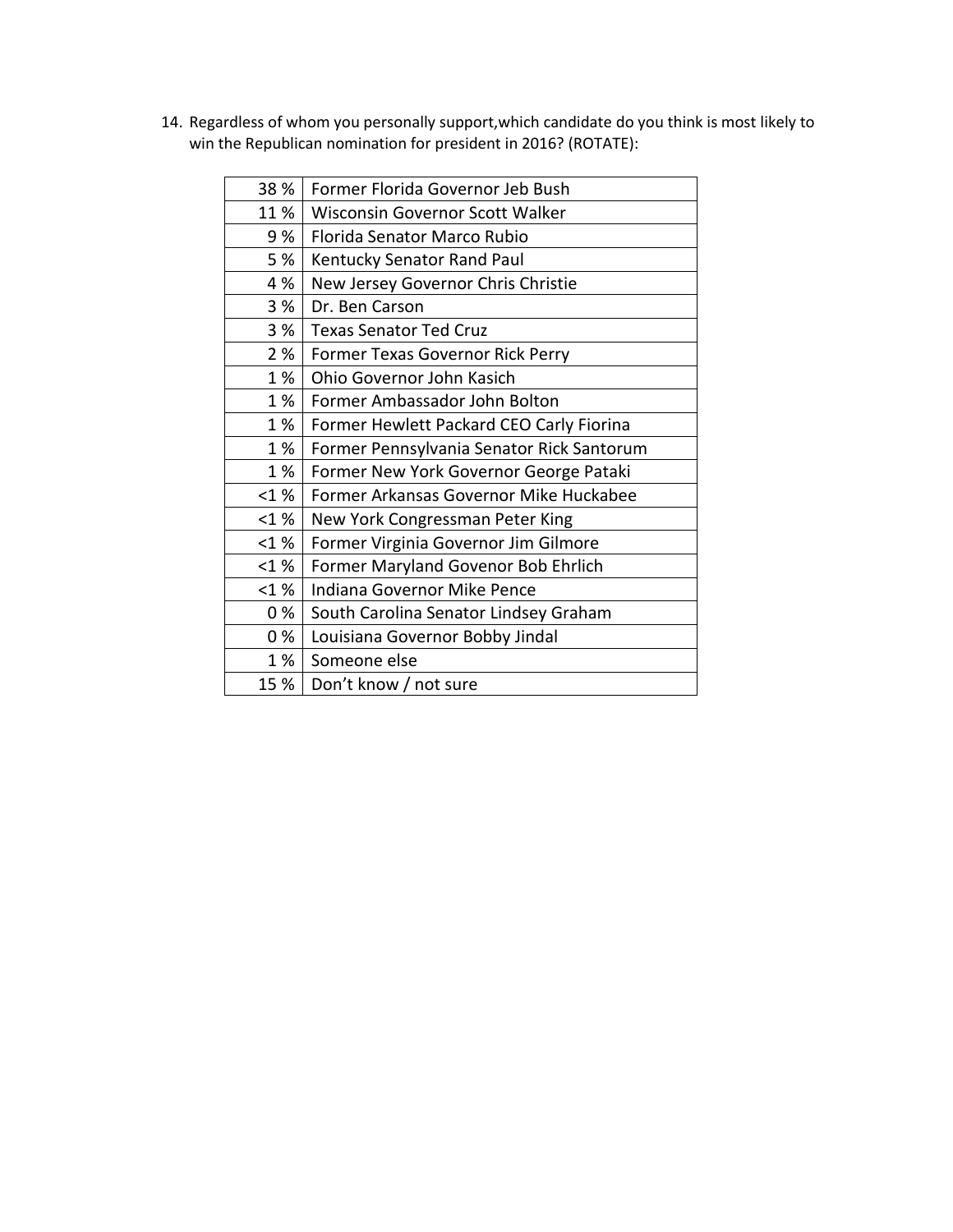14. Regardless of whom you personally support,which candidate do you think is most likely to win the Republican nomination for president in 2016? (ROTATE):

| | |
|---|---|
| 38 % | Former Florida Governor Jeb Bush |
| 11 % | Wisconsin Governor Scott Walker |
| 9 % | Florida Senator Marco Rubio |
| 5 % | Kentucky Senator Rand Paul |
| 4 % | New Jersey Governor Chris Christie |
| 3 % | Dr. Ben Carson |
| 3 % | Texas Senator Ted Cruz |
| 2 % | Former Texas Governor Rick Perry |
| 1 % | Ohio Governor John Kasich |
| 1 % | Former Ambassador John Bolton |
| 1 % | Former Hewlett Packard CEO Carly Fiorina |
| 1 % | Former Pennsylvania Senator Rick Santorum |
| 1 % | Former New York Governor George Pataki |
| <1 % | Former Arkansas Governor Mike Huckabee |
| <1 % | New York Congressman Peter King |
| <1 % | Former Virginia Governor Jim Gilmore |
| <1 % | Former Maryland Govenor Bob Ehrlich |
| <1 % | Indiana Governor Mike Pence |
| 0 % | South Carolina Senator Lindsey Graham |
| 0 % | Louisiana Governor Bobby Jindal |
| 1 % | Someone else |
| 15 % | Don't know / not sure |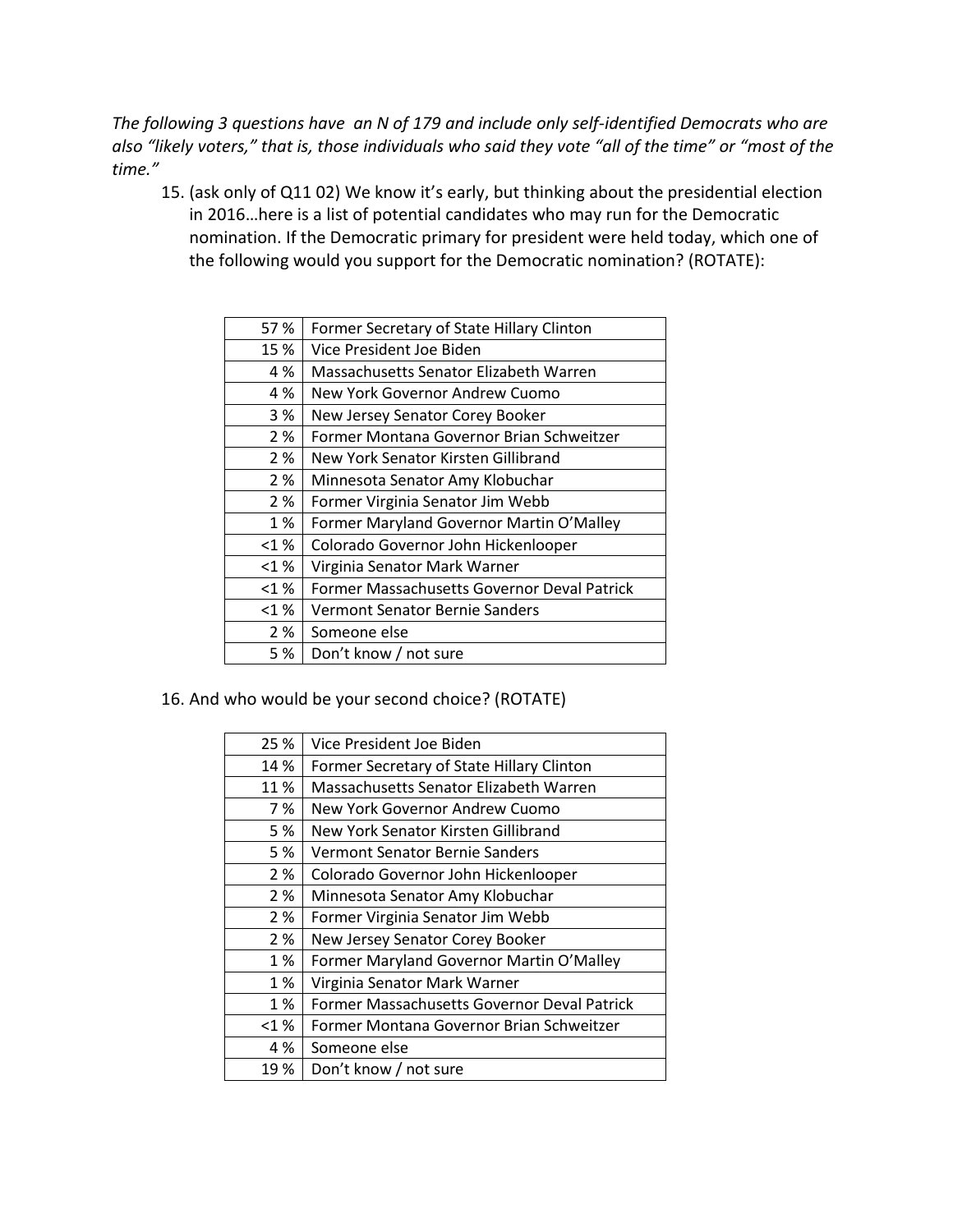*The following 3 questions have an N of 179 and include only self-identified Democrats who are also "likely voters," that is, those individuals who said they vote "all of the time" or "most of the time."*

15. (ask only of Q11 02) We know it's early, but thinking about the presidential election in 2016…here is a list of potential candidates who may run for the Democratic nomination. If the Democratic primary for president were held today, which one of the following would you support for the Democratic nomination? (ROTATE):

| | |
|---|---|
| 57 % | Former Secretary of State Hillary Clinton |
| 15 % | Vice President Joe Biden |
| 4 % | Massachusetts Senator Elizabeth Warren |
| 4 % | New York Governor Andrew Cuomo |
| 3 % | New Jersey Senator Corey Booker |
| 2 % | Former Montana Governor Brian Schweitzer |
| 2 % | New York Senator Kirsten Gillibrand |
| 2 % | Minnesota Senator Amy Klobuchar |
| 2 % | Former Virginia Senator Jim Webb |
| 1 % | Former Maryland Governor Martin O'Malley |
| <1 % | Colorado Governor John Hickenlooper |
| <1 % | Virginia Senator Mark Warner |
| <1 % | Former Massachusetts Governor Deval Patrick |
| <1 % | Vermont Senator Bernie Sanders |
| 2 % | Someone else |
| 5 % | Don't know / not sure |

16. And who would be your second choice? (ROTATE)

| | |
|---|---|
| 25 % | Vice President Joe Biden |
| 14 % | Former Secretary of State Hillary Clinton |
| 11 % | Massachusetts Senator Elizabeth Warren |
| 7 % | New York Governor Andrew Cuomo |
| 5 % | New York Senator Kirsten Gillibrand |
| 5 % | Vermont Senator Bernie Sanders |
| 2 % | Colorado Governor John Hickenlooper |
| 2 % | Minnesota Senator Amy Klobuchar |
| 2 % | Former Virginia Senator Jim Webb |
| 2 % | New Jersey Senator Corey Booker |
| 1 % | Former Maryland Governor Martin O'Malley |
| 1 % | Virginia Senator Mark Warner |
| 1 % | Former Massachusetts Governor Deval Patrick |
| <1 % | Former Montana Governor Brian Schweitzer |
| 4 % | Someone else |
| 19 % | Don't know / not sure |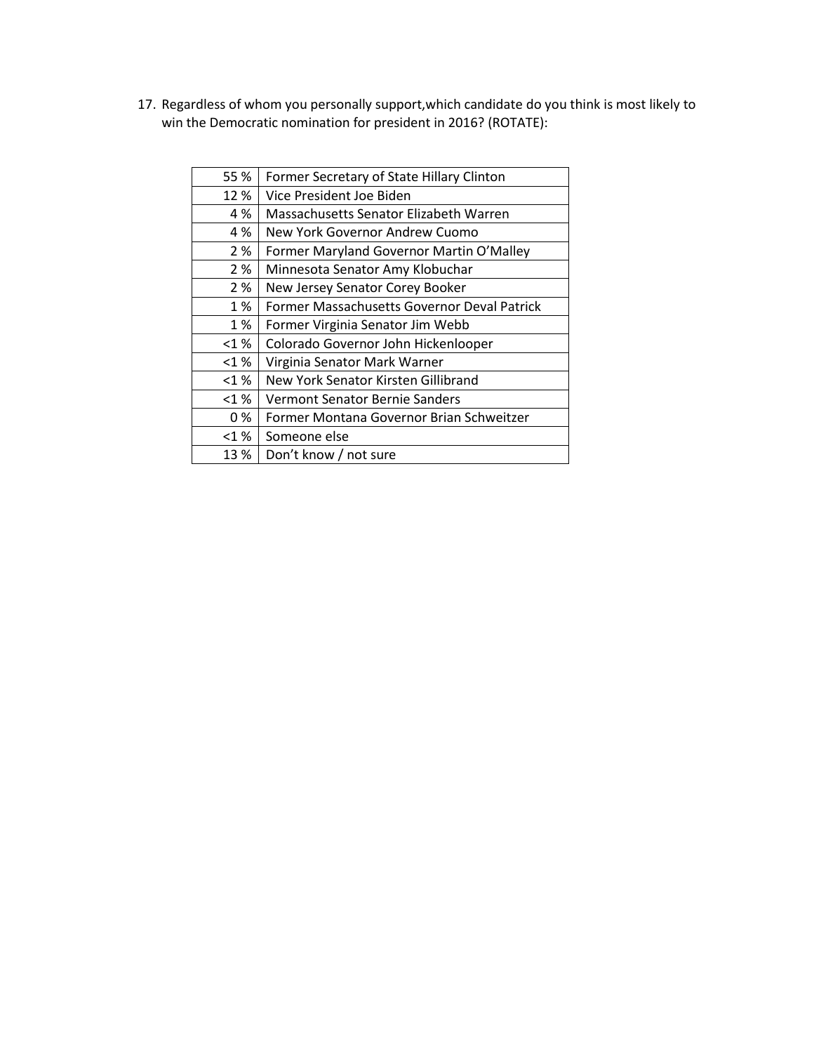17. Regardless of whom you personally support,which candidate do you think is most likely to win the Democratic nomination for president in 2016? (ROTATE):

| | |
|---|---|
| 55 % | Former Secretary of State Hillary Clinton |
| 12 % | Vice President Joe Biden |
| 4 % | Massachusetts Senator Elizabeth Warren |
| 4 % | New York Governor Andrew Cuomo |
| 2 % | Former Maryland Governor Martin O'Malley |
| 2 % | Minnesota Senator Amy Klobuchar |
| 2 % | New Jersey Senator Corey Booker |
| 1 % | Former Massachusetts Governor Deval Patrick |
| 1 % | Former Virginia Senator Jim Webb |
| <1 % | Colorado Governor John Hickenlooper |
| <1 % | Virginia Senator Mark Warner |
| <1 % | New York Senator Kirsten Gillibrand |
| <1 % | Vermont Senator Bernie Sanders |
| 0 % | Former Montana Governor Brian Schweitzer |
| <1 % | Someone else |
| 13 % | Don't know / not sure |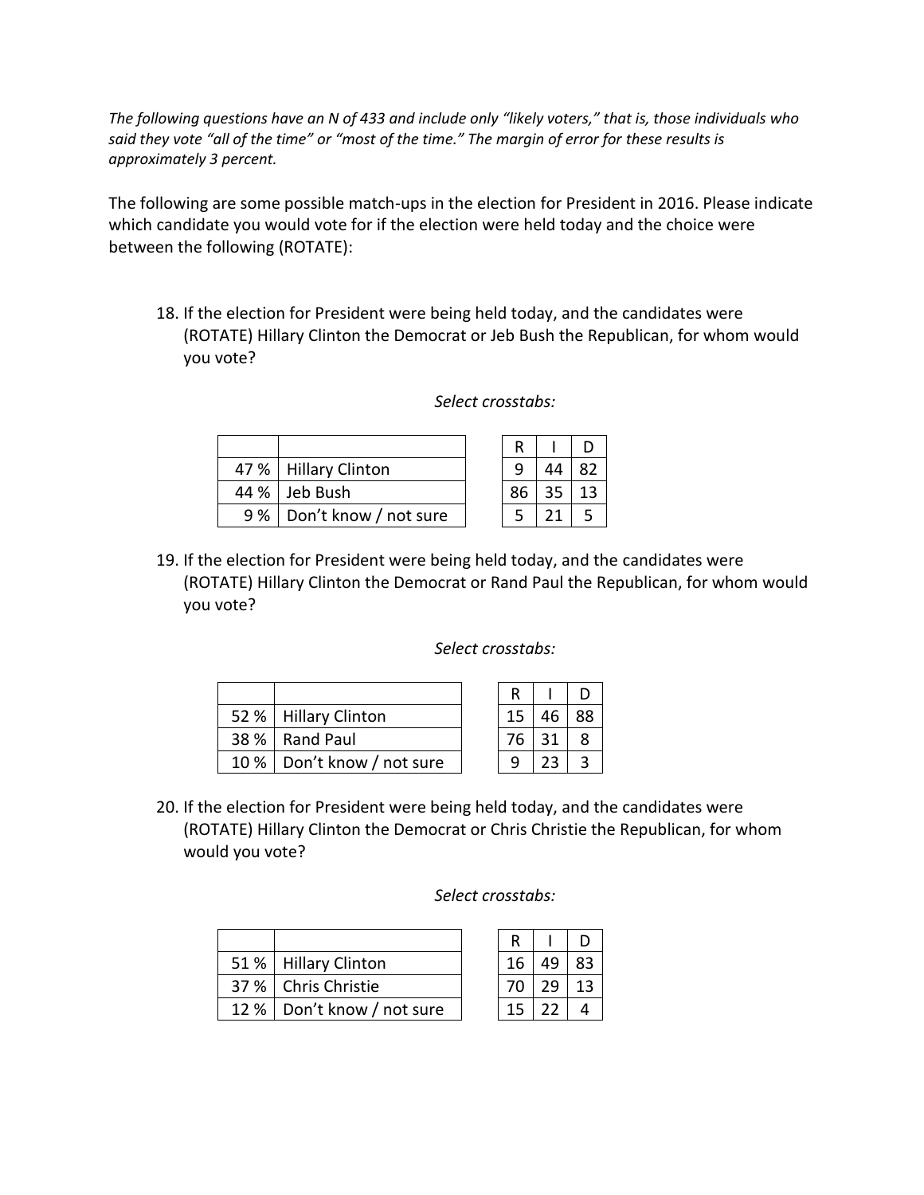*The following questions have an N of 433 and include only "likely voters," that is, those individuals who said they vote "all of the time" or "most of the time." The margin of error for these results is approximately 3 percent.*

The following are some possible match-ups in the election for President in 2016. Please indicate which candidate you would vote for if the election were held today and the choice were between the following (ROTATE):

18. If the election for President were being held today, and the candidates were (ROTATE) Hillary Clinton the Democrat or Jeb Bush the Republican, for whom would you vote?

*Select crosstabs:*

| | | R | I | D |
|---|---|---|---|---|
| 47 % | Hillary Clinton | 9 | 44 | 82 |
| 44 % | Jeb Bush | 86 | 35 | 13 |
| 9 % | Don't know / not sure | 5 | 21 | 5 |

19. If the election for President were being held today, and the candidates were (ROTATE) Hillary Clinton the Democrat or Rand Paul the Republican, for whom would you vote?

*Select crosstabs:*

| | | R | I | D |
|---|---|---|---|---|
| 52 % | Hillary Clinton | 15 | 46 | 88 |
| 38 % | Rand Paul | 76 | 31 | 8 |
| 10 % | Don't know / not sure | 9 | 23 | 3 |

20. If the election for President were being held today, and the candidates were (ROTATE) Hillary Clinton the Democrat or Chris Christie the Republican, for whom would you vote?

*Select crosstabs:*

| | | R | I | D |
|---|---|---|---|---|
| 51 % | Hillary Clinton | 16 | 49 | 83 |
| 37 % | Chris Christie | 70 | 29 | 13 |
| 12 % | Don't know / not sure | 15 | 22 | 4 |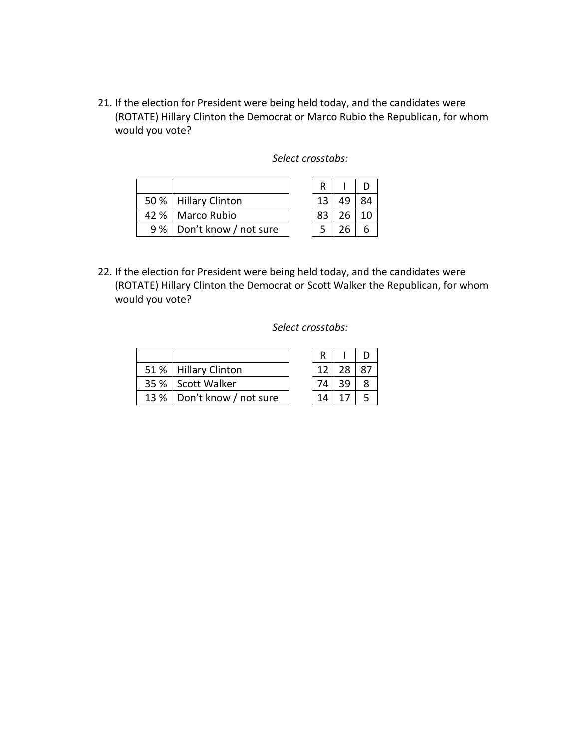21. If the election for President were being held today, and the candidates were (ROTATE) Hillary Clinton the Democrat or Marco Rubio the Republican, for whom would you vote?

*Select crosstabs:*

| | |
|---|---|
| 50 % | Hillary Clinton |
| 42 % | Marco Rubio |
| 9 % | Don't know / not sure |

| R | I | D |
|---|---|---|
| 13 | 49 | 84 |
| 83 | 26 | 10 |
| 5 | 26 | 6 |

22. If the election for President were being held today, and the candidates were (ROTATE) Hillary Clinton the Democrat or Scott Walker the Republican, for whom would you vote?

*Select crosstabs:*

| | |
|---|---|
| 51 % | Hillary Clinton |
| 35 % | Scott Walker |
| 13 % | Don't know / not sure |

| R | I | D |
|---|---|---|
| 12 | 28 | 87 |
| 74 | 39 | 8 |
| 14 | 17 | 5 |